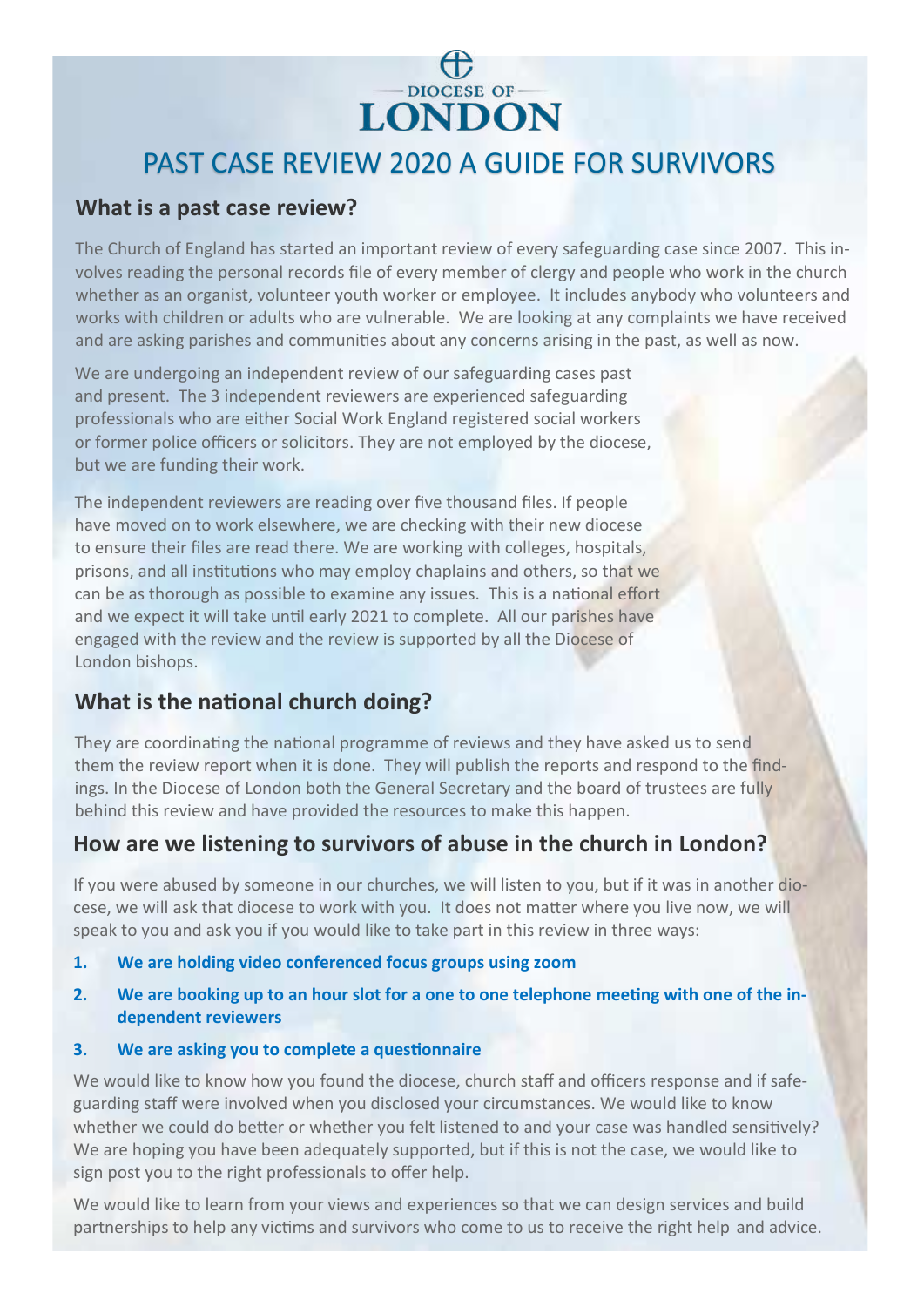DIOCESE OF LONDON

# PAST CASE REVIEW 2020 A GUIDE FOR SURVIVORS

## What is a past case review?

The Church of England has started an important review of every safeguarding case since 2007. This involves reading the personal records file of every member of clergy and people who work in the church whether as an organist, volunteer youth worker or employee. It includes anybody who volunteers and works with children or adults who are vulnerable. We are looking at any complaints we have received and are asking parishes and communities about any concerns arising in the past, as well as now.

We are undergoing an independent review of our safeguarding cases past and present. The 3 independent reviewers are experienced safeguarding professionals who are either Social Work England registered social workers or former police officers or solicitors. They are not employed by the diocese, but we are funding their work.

The independent reviewers are reading over five thousand files. If people have moved on to work elsewhere, we are checking with their new diocese to ensure their files are read there. We are working with colleges, hospitals, prisons, and all institutions who may employ chaplains and others, so that we can be as thorough as possible to examine any issues. This is a national effort and we expect it will take until early 2021 to complete. All our parishes have engaged with the review and the review is supported by all the Diocese of London bishops.

## What is the national church doing?

They are coordinating the national programme of reviews and they have asked us to send them the review report when it is done. They will publish the reports and respond to the findings. In the Diocese of London both the General Secretary and the board of trustees are fully behind this review and have provided the resources to make this happen.

## How are we listening to survivors of abuse in the church in London?

If you were abused by someone in our churches, we will listen to you, but if it was in another diocese, we will ask that diocese to work with you. It does not matter where you live now, we will speak to you and ask you if you would like to take part in this review in three ways:

1. **We are holding video conferenced focus groups using zoom**
2. **We are booking up to an hour slot for a one to one telephone meeting with one of the independent reviewers**
3. **We are asking you to complete a questionnaire**

We would like to know how you found the diocese, church staff and officers response and if safeguarding staff were involved when you disclosed your circumstances. We would like to know whether we could do better or whether you felt listened to and your case was handled sensitively? We are hoping you have been adequately supported, but if this is not the case, we would like to sign post you to the right professionals to offer help.

We would like to learn from your views and experiences so that we can design services and build partnerships to help any victims and survivors who come to us to receive the right help and advice.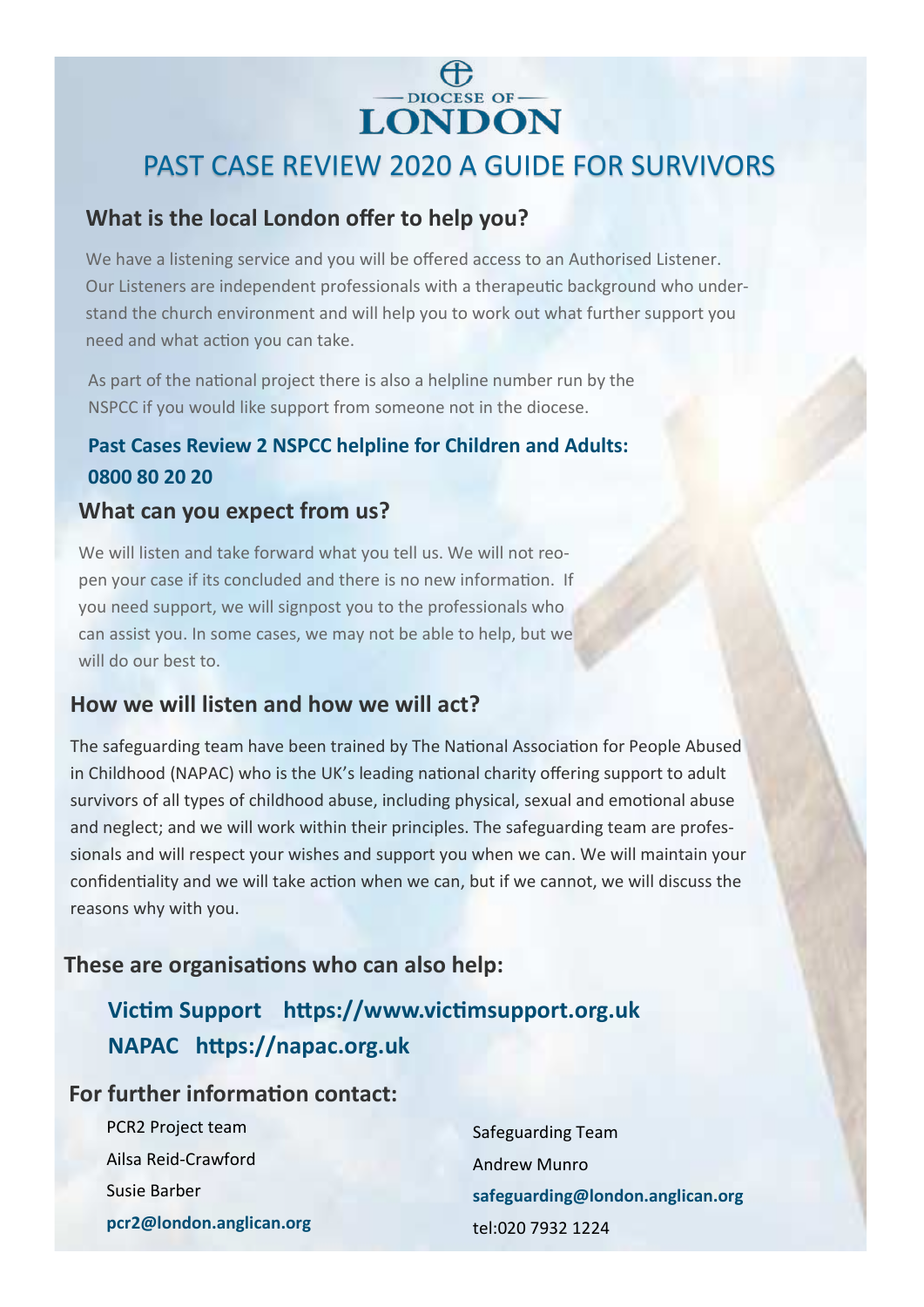DIOCESE OF LONDON

# PAST CASE REVIEW 2020 A GUIDE FOR SURVIVORS

## What is the local London offer to help you?

We have a listening service and you will be offered access to an Authorised Listener. Our Listeners are independent professionals with a therapeutic background who understand the church environment and will help you to work out what further support you need and what action you can take.

As part of the national project there is also a helpline number run by the NSPCC if you would like support from someone not in the diocese.

**Past Cases Review 2 NSPCC helpline for Children and Adults: 0800 80 20 20**

## What can you expect from us?

We will listen and take forward what you tell us. We will not reopen your case if its concluded and there is no new information. If you need support, we will signpost you to the professionals who can assist you. In some cases, we may not be able to help, but we will do our best to.

## How we will listen and how we will act?

The safeguarding team have been trained by The National Association for People Abused in Childhood (NAPAC) who is the UK's leading national charity offering support to adult survivors of all types of childhood abuse, including physical, sexual and emotional abuse and neglect; and we will work within their principles. The safeguarding team are professionals and will respect your wishes and support you when we can. We will maintain your confidentiality and we will take action when we can, but if we cannot, we will discuss the reasons why with you.

## These are organisations who can also help:

**Victim Support https://www.victimsupport.org.uk**

**NAPAC https://napac.org.uk**

## For further information contact:

PCR2 Project team
Ailsa Reid-Crawford
Susie Barber
**pcr2@london.anglican.org**

Safeguarding Team
Andrew Munro
**safeguarding@london.anglican.org**
tel:020 7932 1224